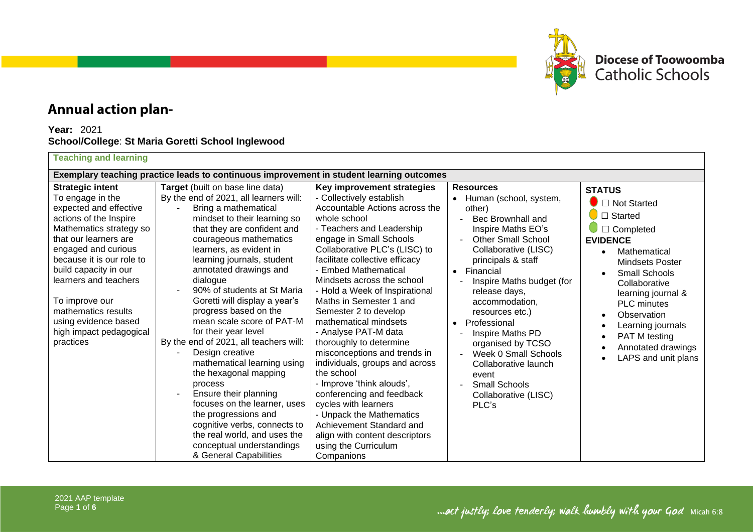Diocese of Toowoomba Catholic Schools

# Annual action plan-

**Year:** 2021
**School/College**: **St Maria Goretti School Inglewood**

**Teaching and learning**

**Exemplary teaching practice leads to continuous improvement in student learning outcomes**

| **Strategic intent** | **Target** (built on base line data) | **Key improvement strategies** | **Resources** | **STATUS** |
|---|---|---|---|---|
| To engage in the expected and effective actions of the Inspire Mathematics strategy so that our learners are engaged and curious because it is our role to build capacity in our learners and teachers<br><br>To improve our mathematics results using evidence based high impact pedagogical practices | By the end of 2021, all learners will:<br>- Bring a mathematical mindset to their learning so that they are confident and courageous mathematics learners, as evident in learning journals, student annotated drawings and dialogue<br>- 90% of students at St Maria Goretti will display a year's progress based on the mean scale score of PAT-M for their year level<br>By the end of 2021, all teachers will:<br>- Design creative mathematical learning using the hexagonal mapping process<br>- Ensure their planning focuses on the learner, uses the progressions and cognitive verbs, connects to the real world, and uses the conceptual understandings & General Capabilities | - Collectively establish Accountable Actions across the whole school<br>- Teachers and Leadership engage in Small Schools Collaborative PLC's (LISC) to facilitate collective efficacy<br>- Embed Mathematical Mindsets across the school<br>- Hold a Week of Inspirational Maths in Semester 1 and Semester 2 to develop mathematical mindsets<br>- Analyse PAT-M data thoroughly to determine misconceptions and trends in individuals, groups and across the school<br>- Improve 'think alouds', conferencing and feedback cycles with learners<br>- Unpack the Mathematics Achievement Standard and align with content descriptors using the Curriculum Companions | • Human (school, system, other)<br>- Bec Brownhall and Inspire Maths EO's<br>- Other Small School Collaborative (LISC) principals & staff<br>• Financial<br>- Inspire Maths budget (for release days, accommodation, resources etc.)<br>• Professional<br>- Inspire Maths PD organised by TCSO<br>- Week 0 Small Schools Collaborative launch event<br>- Small Schools Collaborative (LISC) PLC's | ☐ Not Started<br>☐ Started<br>☐ Completed<br>**EVIDENCE**<br>• Mathematical Mindsets Poster<br>• Small Schools Collaborative learning journal & PLC minutes<br>• Observation<br>• Learning journals<br>• PAT M testing<br>• Annotated drawings<br>• LAPS and unit plans |

...act justly; love tenderly; walk humbly with your God Micah 6:8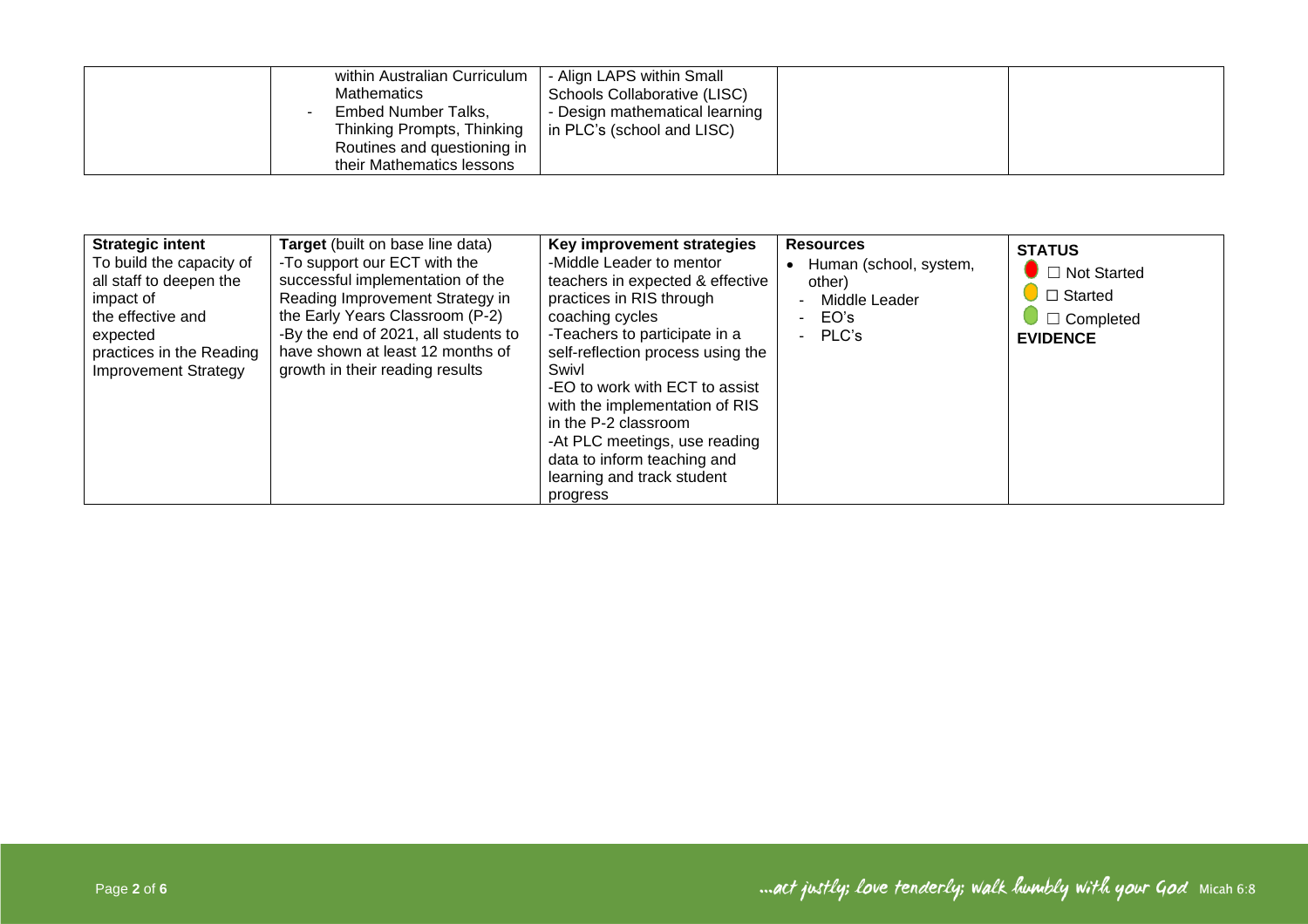| | within Australian Curriculum Mathematics<br>- Embed Number Talks, Thinking Prompts, Thinking Routines and questioning in their Mathematics lessons | - Align LAPS within Small Schools Collaborative (LISC)<br>- Design mathematical learning in PLC's (school and LISC) | | |
|---|---|---|---|---|

| **Strategic intent**<br>To build the capacity of all staff to deepen the impact of the effective and expected practices in the Reading Improvement Strategy | **Target** (built on base line data)<br>-To support our ECT with the successful implementation of the Reading Improvement Strategy in the Early Years Classroom (P-2)<br>-By the end of 2021, all students to have shown at least 12 months of growth in their reading results | **Key improvement strategies**<br>-Middle Leader to mentor teachers in expected & effective practices in RIS through coaching cycles<br>-Teachers to participate in a self-reflection process using the Swivl<br>-EO to work with ECT to assist with the implementation of RIS in the P-2 classroom<br>-At PLC meetings, use reading data to inform teaching and learning and track student progress | **Resources**<br>• Human (school, system, other)<br>- Middle Leader<br>- EO's<br>- PLC's | **STATUS**<br>☐ Not Started<br>☐ Started<br>☐ Completed<br>**EVIDENCE** |
|---|---|---|---|---|

...act justly; love tenderly; walk humbly with your God Micah 6:8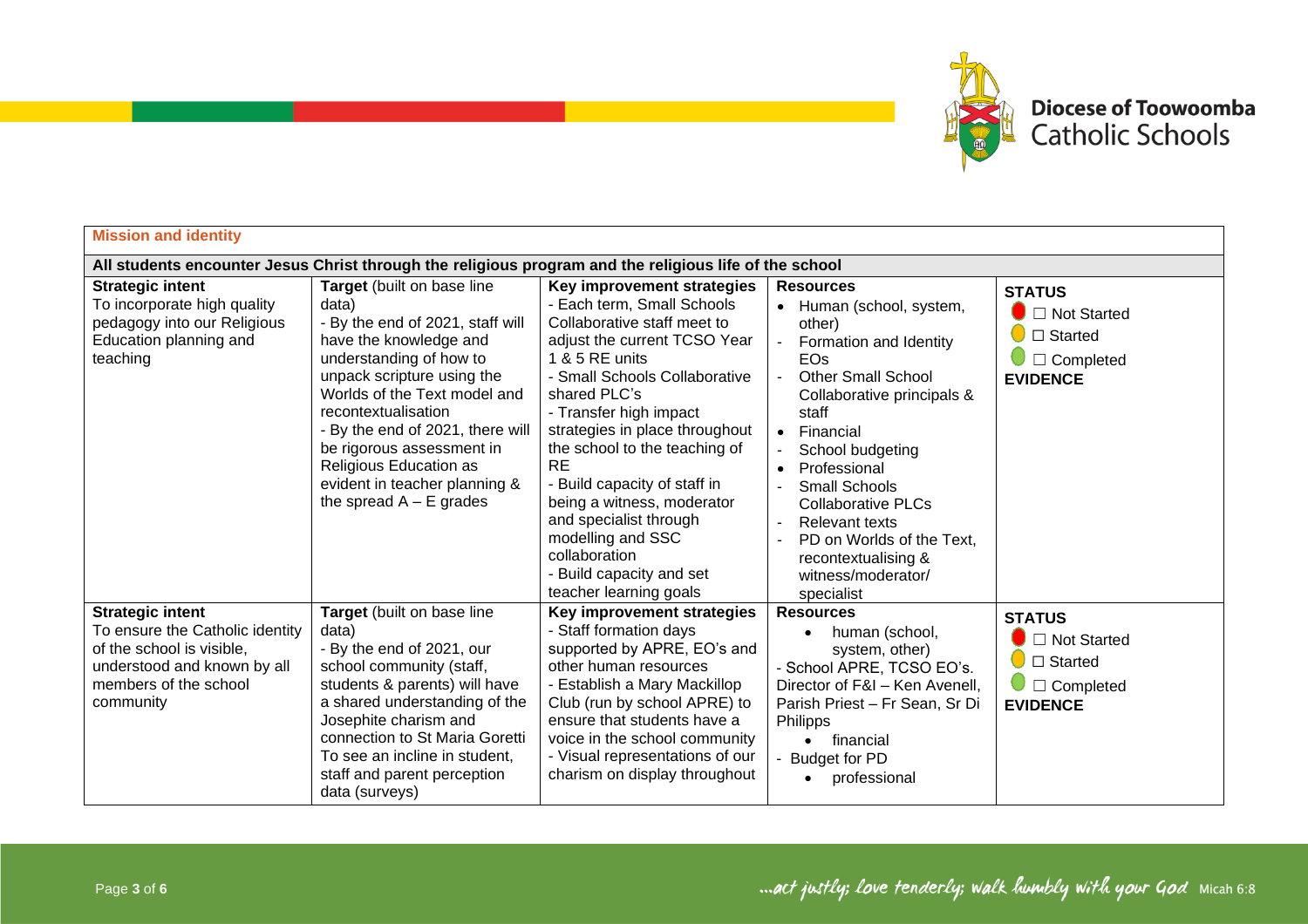Diocese of Toowoomba Catholic Schools

**Mission and identity**

**All students encounter Jesus Christ through the religious program and the religious life of the school**

| **Strategic intent** | **Target** (built on base line data) | **Key improvement strategies** | **Resources** | **STATUS** |
|---|---|---|---|---|
| To incorporate high quality pedagogy into our Religious Education planning and teaching | - By the end of 2021, staff will have the knowledge and understanding of how to unpack scripture using the Worlds of the Text model and recontextualisation<br>- By the end of 2021, there will be rigorous assessment in Religious Education as evident in teacher planning & the spread A – E grades | - Each term, Small Schools Collaborative staff meet to adjust the current TCSO Year 1 & 5 RE units<br>- Small Schools Collaborative shared PLC's<br>- Transfer high impact strategies in place throughout the school to the teaching of RE<br>- Build capacity of staff in being a witness, moderator and specialist through modelling and SSC collaboration<br>- Build capacity and set teacher learning goals | • Human (school, system, other)<br>- Formation and Identity EOs<br>- Other Small School Collaborative principals & staff<br>• Financial<br>- School budgeting<br>• Professional<br>- Small Schools Collaborative PLCs<br>- Relevant texts<br>- PD on Worlds of the Text, recontextualising & witness/moderator/ specialist | ☐ Not Started<br>☐ Started<br>☐ Completed<br>**EVIDENCE** |
| **Strategic intent**<br>To ensure the Catholic identity of the school is visible, understood and known by all members of the school community | **Target** (built on base line data)<br>- By the end of 2021, our school community (staff, students & parents) will have a shared understanding of the Josephite charism and connection to St Maria Goretti To see an incline in student, staff and parent perception data (surveys) | **Key improvement strategies**<br>- Staff formation days supported by APRE, EO's and other human resources<br>- Establish a Mary Mackillop Club (run by school APRE) to ensure that students have a voice in the school community<br>- Visual representations of our charism on display throughout | **Resources**<br>• human (school, system, other)<br>- School APRE, TCSO EO's. Director of F&I – Ken Avenell, Parish Priest – Fr Sean, Sr Di Philipps<br>• financial<br>- Budget for PD<br>• professional | **STATUS**<br>☐ Not Started<br>☐ Started<br>☐ Completed<br>**EVIDENCE** |

…act justly; love tenderly; walk humbly with your God Micah 6:8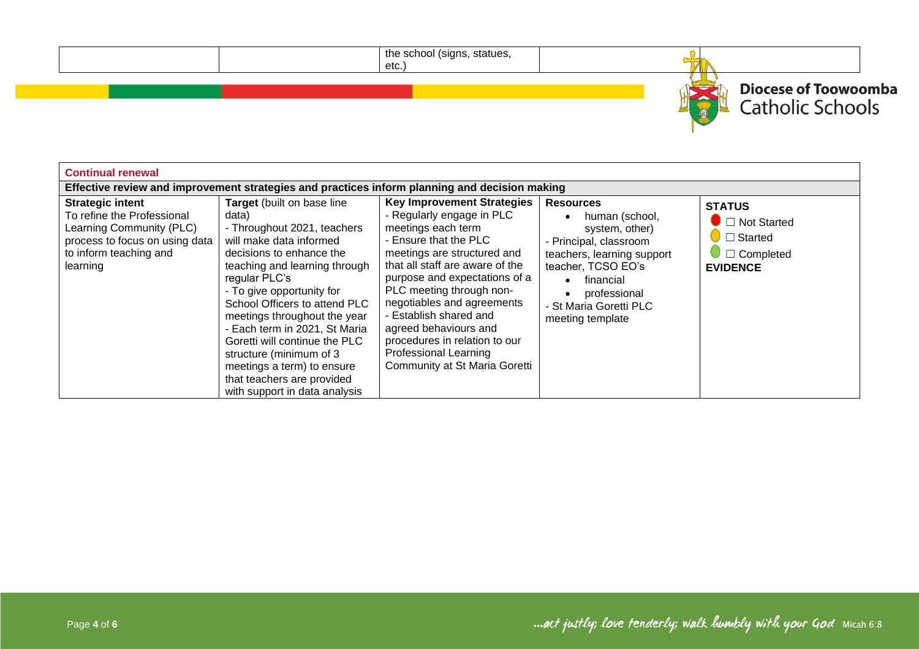| | | the school (signs, statues, etc.) | | |
|---|---|---|---|---|

| Continual renewal | | | | |
|---|---|---|---|---|
| Effective review and improvement strategies and practices inform planning and decision making | | | | |
| **Strategic intent**<br>To refine the Professional Learning Community (PLC) process to focus on using data to inform teaching and learning | **Target** (built on base line data)<br>- Throughout 2021, teachers will make data informed decisions to enhance the teaching and learning through regular PLC's<br>- To give opportunity for School Officers to attend PLC meetings throughout the year<br>- Each term in 2021, St Maria Goretti will continue the PLC structure (minimum of 3 meetings a term) to ensure that teachers are provided with support in data analysis | **Key Improvement Strategies**<br>- Regularly engage in PLC meetings each term<br>- Ensure that the PLC meetings are structured and that all staff are aware of the purpose and expectations of a PLC meeting through non-negotiables and agreements<br>- Establish shared and agreed behaviours and procedures in relation to our Professional Learning Community at St Maria Goretti | **Resources**<br>• human (school, system, other)<br>- Principal, classroom teachers, learning support teacher, TCSO EO's<br>• financial<br>• professional<br>- St Maria Goretti PLC meeting template | **STATUS**<br>☐ Not Started<br>☐ Started<br>☐ Completed<br>**EVIDENCE** |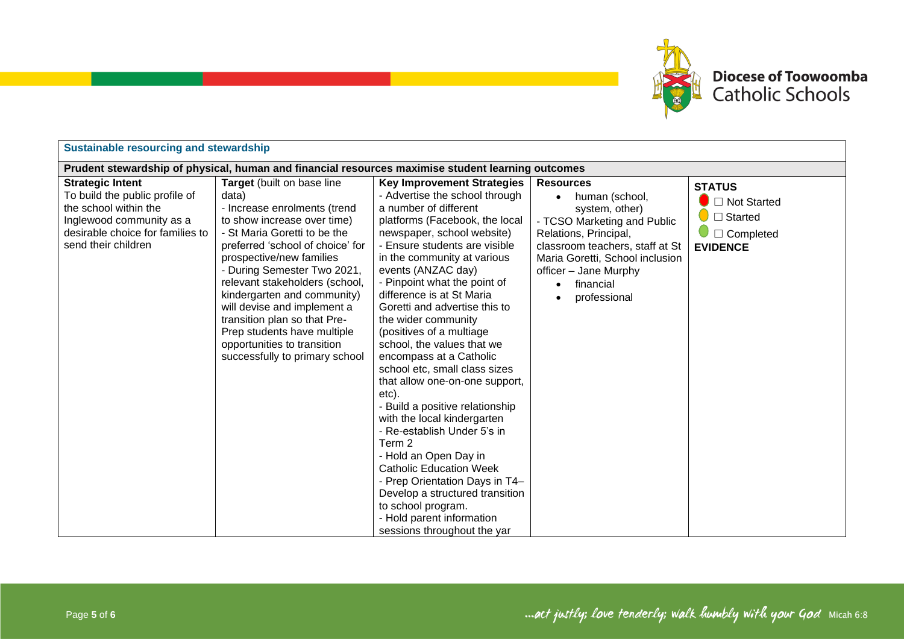| Sustainable resourcing and stewardship | | | | |
|---|---|---|---|---|
| **Prudent stewardship of physical, human and financial resources maximise student learning outcomes** | | | | |
| **Strategic Intent**<br>To build the public profile of the school within the Inglewood community as a desirable choice for families to send their children | **Target** (built on base line data)<br>- Increase enrolments (trend to show increase over time)<br>- St Maria Goretti to be the preferred 'school of choice' for prospective/new families<br>- During Semester Two 2021, relevant stakeholders (school, kindergarten and community) will devise and implement a transition plan so that Pre-Prep students have multiple opportunities to transition successfully to primary school | **Key Improvement Strategies**<br>- Advertise the school through a number of different platforms (Facebook, the local newspaper, school website)<br>- Ensure students are visible in the community at various events (ANZAC day)<br>- Pinpoint what the point of difference is at St Maria Goretti and advertise this to the wider community (positives of a multiage school, the values that we encompass at a Catholic school etc, small class sizes that allow one-on-one support, etc).<br>- Build a positive relationship with the local kindergarten<br>- Re-establish Under 5's in Term 2<br>- Hold an Open Day in Catholic Education Week<br>- Prep Orientation Days in T4– Develop a structured transition to school program.<br>- Hold parent information sessions throughout the yar | **Resources**<br>• human (school, system, other)<br>- TCSO Marketing and Public Relations, Principal, classroom teachers, staff at St Maria Goretti, School inclusion officer – Jane Murphy<br>• financial<br>• professional | **STATUS**<br>☐ Not Started<br>☐ Started<br>☐ Completed<br>**EVIDENCE** |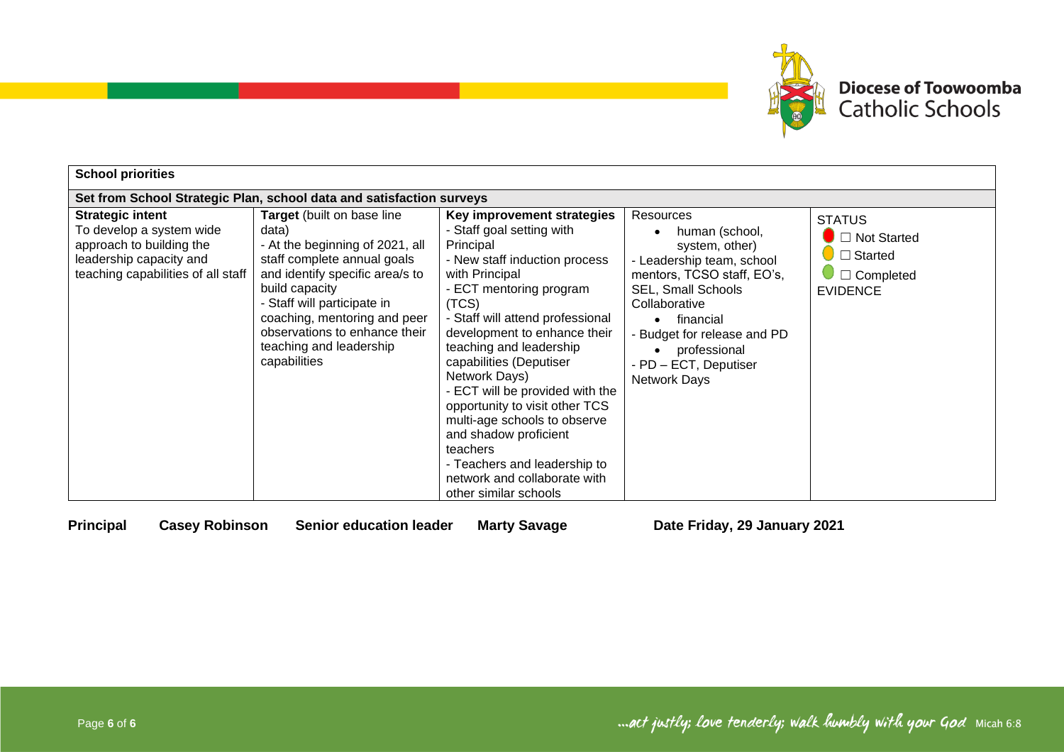| School priorities | | | | |
|---|---|---|---|---|
| **Set from School Strategic Plan, school data and satisfaction surveys** | | | | |
| **Strategic intent**<br>To develop a system wide approach to building the leadership capacity and teaching capabilities of all staff | **Target** (built on base line data)<br>- At the beginning of 2021, all staff complete annual goals and identify specific area/s to build capacity<br>- Staff will participate in coaching, mentoring and peer observations to enhance their teaching and leadership capabilities | **Key improvement strategies**<br>- Staff goal setting with Principal<br>- New staff induction process with Principal<br>- ECT mentoring program (TCS)<br>- Staff will attend professional development to enhance their teaching and leadership capabilities (Deputiser Network Days)<br>- ECT will be provided with the opportunity to visit other TCS multi-age schools to observe and shadow proficient teachers<br>- Teachers and leadership to network and collaborate with other similar schools | Resources<br>• human (school, system, other)<br>- Leadership team, school mentors, TCSO staff, EO's, SEL, Small Schools Collaborative<br>• financial<br>- Budget for release and PD<br>• professional<br>- PD – ECT, Deputiser Network Days | STATUS<br>☐ Not Started<br>☐ Started<br>☐ Completed<br>EVIDENCE |

**Principal** **Casey Robinson** **Senior education leader** **Marty Savage** **Date Friday, 29 January 2021**